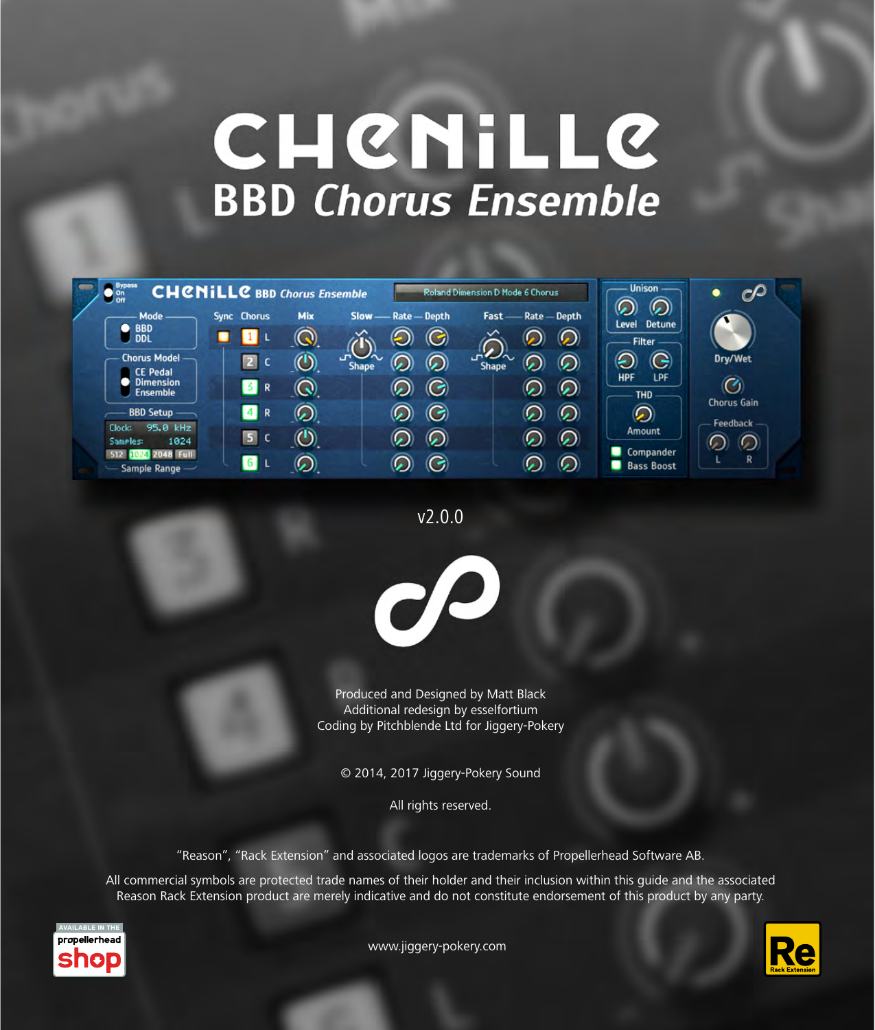# CHENILLE

## BBD *Chorus Ensemble*

v2.0.0

Produced and Designed by Matt Black
Additional redesign by esselfortium
Coding by Pitchblende Ltd for Jiggery-Pokery

© 2014, 2017 Jiggery-Pokery Sound

All rights reserved.

"Reason", "Rack Extension" and associated logos are trademarks of Propellerhead Software AB.

All commercial symbols are protected trade names of their holder and their inclusion within this guide and the associated Reason Rack Extension product are merely indicative and do not constitute endorsement of this product by any party.

www.jiggery-pokery.com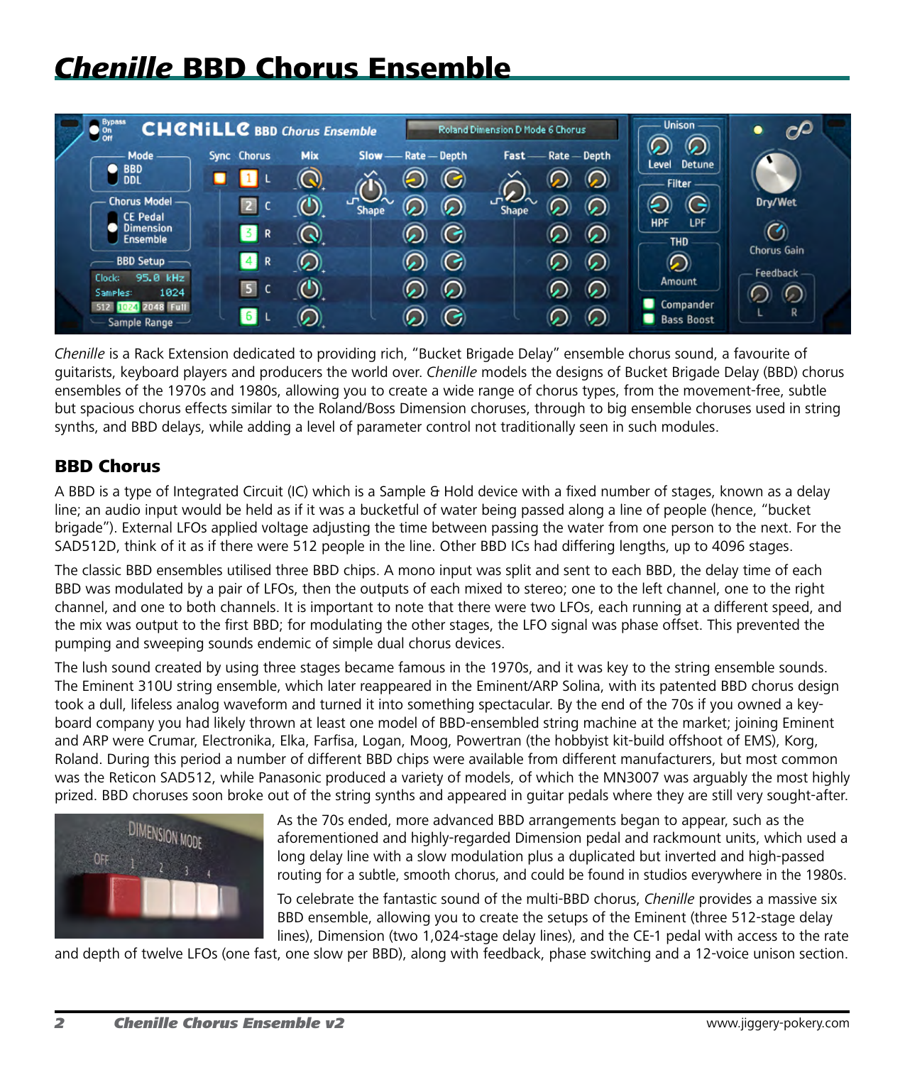# *Chenille* BBD Chorus Ensemble

*Chenille* is a Rack Extension dedicated to providing rich, "Bucket Brigade Delay" ensemble chorus sound, a favourite of guitarists, keyboard players and producers the world over. *Chenille* models the designs of Bucket Brigade Delay (BBD) chorus ensembles of the 1970s and 1980s, allowing you to create a wide range of chorus types, from the movement-free, subtle but spacious chorus effects similar to the Roland/Boss Dimension choruses, through to big ensemble choruses used in string synths, and BBD delays, while adding a level of parameter control not traditionally seen in such modules.

## BBD Chorus

A BBD is a type of Integrated Circuit (IC) which is a Sample & Hold device with a fixed number of stages, known as a delay line; an audio input would be held as if it was a bucketful of water being passed along a line of people (hence, "bucket brigade"). External LFOs applied voltage adjusting the time between passing the water from one person to the next. For the SAD512D, think of it as if there were 512 people in the line. Other BBD ICs had differing lengths, up to 4096 stages.

The classic BBD ensembles utilised three BBD chips. A mono input was split and sent to each BBD, the delay time of each BBD was modulated by a pair of LFOs, then the outputs of each mixed to stereo; one to the left channel, one to the right channel, and one to both channels. It is important to note that there were two LFOs, each running at a different speed, and the mix was output to the first BBD; for modulating the other stages, the LFO signal was phase offset. This prevented the pumping and sweeping sounds endemic of simple dual chorus devices.

The lush sound created by using three stages became famous in the 1970s, and it was key to the string ensemble sounds. The Eminent 310U string ensemble, which later reappeared in the Eminent/ARP Solina, with its patented BBD chorus design took a dull, lifeless analog waveform and turned it into something spectacular. By the end of the 70s if you owned a keyboard company you had likely thrown at least one model of BBD-ensembled string machine at the market; joining Eminent and ARP were Crumar, Electronika, Elka, Farfisa, Logan, Moog, Powertran (the hobbyist kit-build offshoot of EMS), Korg, Roland. During this period a number of different BBD chips were available from different manufacturers, but most common was the Reticon SAD512, while Panasonic produced a variety of models, of which the MN3007 was arguably the most highly prized. BBD choruses soon broke out of the string synths and appeared in guitar pedals where they are still very sought-after.

As the 70s ended, more advanced BBD arrangements began to appear, such as the aforementioned and highly-regarded Dimension pedal and rackmount units, which used a long delay line with a slow modulation plus a duplicated but inverted and high-passed routing for a subtle, smooth chorus, and could be found in studios everywhere in the 1980s.

To celebrate the fantastic sound of the multi-BBD chorus, *Chenille* provides a massive six BBD ensemble, allowing you to create the setups of the Eminent (three 512-stage delay lines), Dimension (two 1,024-stage delay lines), and the CE-1 pedal with access to the rate and depth of twelve LFOs (one fast, one slow per BBD), along with feedback, phase switching and a 12-voice unison section.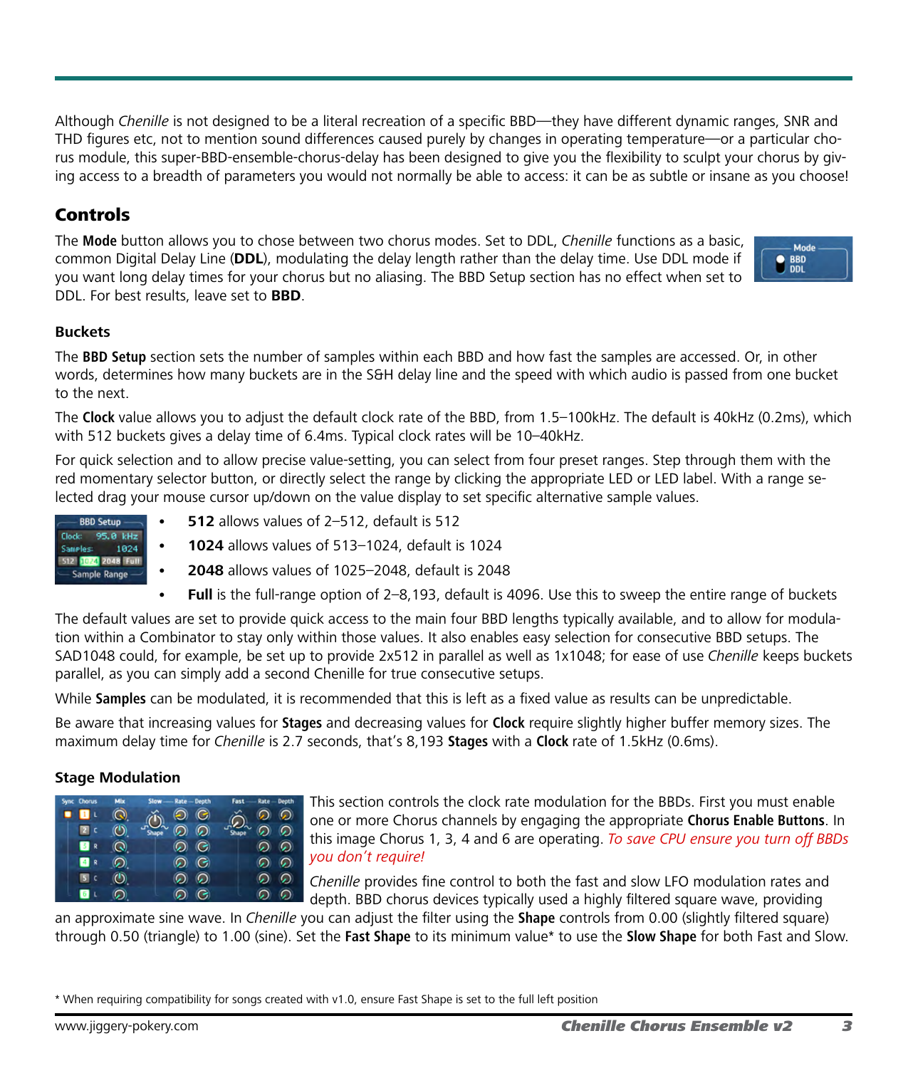Although *Chenille* is not designed to be a literal recreation of a specific BBD—they have different dynamic ranges, SNR and THD figures etc, not to mention sound differences caused purely by changes in operating temperature—or a particular chorus module, this super-BBD-ensemble-chorus-delay has been designed to give you the flexibility to sculpt your chorus by giving access to a breadth of parameters you would not normally be able to access: it can be as subtle or insane as you choose!

## Controls

The **Mode** button allows you to chose between two chorus modes. Set to DDL, *Chenille* functions as a basic, common Digital Delay Line (**DDL**), modulating the delay length rather than the delay time. Use DDL mode if you want long delay times for your chorus but no aliasing. The BBD Setup section has no effect when set to DDL. For best results, leave set to **BBD**.

### Buckets

The **BBD Setup** section sets the number of samples within each BBD and how fast the samples are accessed. Or, in other words, determines how many buckets are in the S&H delay line and the speed with which audio is passed from one bucket to the next.

The **Clock** value allows you to adjust the default clock rate of the BBD, from 1.5–100kHz. The default is 40kHz (0.2ms), which with 512 buckets gives a delay time of 6.4ms. Typical clock rates will be 10–40kHz.

For quick selection and to allow precise value-setting, you can select from four preset ranges. Step through them with the red momentary selector button, or directly select the range by clicking the appropriate LED or LED label. With a range selected drag your mouse cursor up/down on the value display to set specific alternative sample values.

- **512** allows values of 2–512, default is 512
- **1024** allows values of 513–1024, default is 1024
- **2048** allows values of 1025–2048, default is 2048
- **Full** is the full-range option of 2–8,193, default is 4096. Use this to sweep the entire range of buckets

The default values are set to provide quick access to the main four BBD lengths typically available, and to allow for modulation within a Combinator to stay only within those values. It also enables easy selection for consecutive BBD setups. The SAD1048 could, for example, be set up to provide 2x512 in parallel as well as 1x1048; for ease of use *Chenille* keeps buckets parallel, as you can simply add a second Chenille for true consecutive setups.

While **Samples** can be modulated, it is recommended that this is left as a fixed value as results can be unpredictable.

Be aware that increasing values for **Stages** and decreasing values for **Clock** require slightly higher buffer memory sizes. The maximum delay time for *Chenille* is 2.7 seconds, that's 8,193 **Stages** with a **Clock** rate of 1.5kHz (0.6ms).

### Stage Modulation

This section controls the clock rate modulation for the BBDs. First you must enable one or more Chorus channels by engaging the appropriate **Chorus Enable Buttons**. In this image Chorus 1, 3, 4 and 6 are operating. *To save CPU ensure you turn off BBDs you don't require!*

*Chenille* provides fine control to both the fast and slow LFO modulation rates and depth. BBD chorus devices typically used a highly filtered square wave, providing an approximate sine wave. In *Chenille* you can adjust the filter using the **Shape** controls from 0.00 (slightly filtered square) through 0.50 (triangle) to 1.00 (sine). Set the **Fast Shape** to its minimum value* to use the **Slow Shape** for both Fast and Slow.

\* When requiring compatibility for songs created with v1.0, ensure Fast Shape is set to the full left position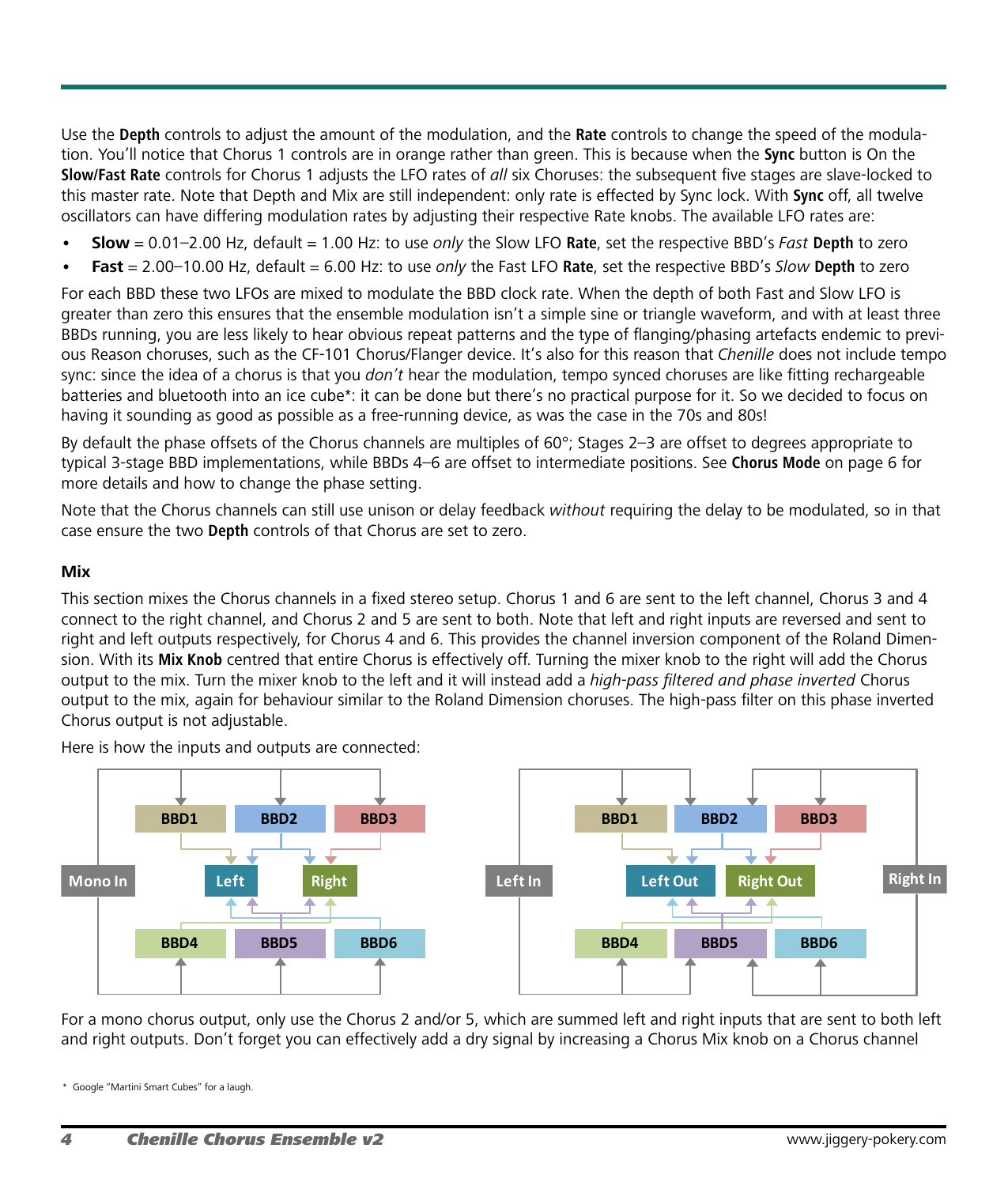Use the **Depth** controls to adjust the amount of the modulation, and the **Rate** controls to change the speed of the modulation. You'll notice that Chorus 1 controls are in orange rather than green. This is because when the **Sync** button is On the **Slow/Fast Rate** controls for Chorus 1 adjusts the LFO rates of *all* six Choruses: the subsequent five stages are slave-locked to this master rate. Note that Depth and Mix are still independent: only rate is effected by Sync lock. With **Sync** off, all twelve oscillators can have differing modulation rates by adjusting their respective Rate knobs. The available LFO rates are:

- **Slow** = 0.01–2.00 Hz, default = 1.00 Hz: to use *only* the Slow LFO **Rate**, set the respective BBD's *Fast* **Depth** to zero
- **Fast** = 2.00–10.00 Hz, default = 6.00 Hz: to use *only* the Fast LFO **Rate**, set the respective BBD's *Slow* **Depth** to zero

For each BBD these two LFOs are mixed to modulate the BBD clock rate. When the depth of both Fast and Slow LFO is greater than zero this ensures that the ensemble modulation isn't a simple sine or triangle waveform, and with at least three BBDs running, you are less likely to hear obvious repeat patterns and the type of flanging/phasing artefacts endemic to previous Reason choruses, such as the CF-101 Chorus/Flanger device. It's also for this reason that *Chenille* does not include tempo sync: since the idea of a chorus is that you *don't* hear the modulation, tempo synced choruses are like fitting rechargeable batteries and bluetooth into an ice cube*: it can be done but there's no practical purpose for it. So we decided to focus on having it sounding as good as possible as a free-running device, as was the case in the 70s and 80s!

By default the phase offsets of the Chorus channels are multiples of 60°; Stages 2–3 are offset to degrees appropriate to typical 3-stage BBD implementations, while BBDs 4–6 are offset to intermediate positions. See **Chorus Mode** on page 6 for more details and how to change the phase setting.

Note that the Chorus channels can still use unison or delay feedback *without* requiring the delay to be modulated, so in that case ensure the two **Depth** controls of that Chorus are set to zero.

### Mix

This section mixes the Chorus channels in a fixed stereo setup. Chorus 1 and 6 are sent to the left channel, Chorus 3 and 4 connect to the right channel, and Chorus 2 and 5 are sent to both. Note that left and right inputs are reversed and sent to right and left outputs respectively, for Chorus 4 and 6. This provides the channel inversion component of the Roland Dimension. With its **Mix Knob** centred that entire Chorus is effectively off. Turning the mixer knob to the right will add the Chorus output to the mix. Turn the mixer knob to the left and it will instead add a *high-pass filtered and phase inverted* Chorus output to the mix, again for behaviour similar to the Roland Dimension choruses. The high-pass filter on this phase inverted Chorus output is not adjustable.

Here is how the inputs and outputs are connected:

Mono In — BBD1, BBD2, BBD3, BBD4, BBD5, BBD6 — Left, Right

Left In, Right In — BBD1, BBD2, BBD3, BBD4, BBD5, BBD6 — Left Out, Right Out

For a mono chorus output, only use the Chorus 2 and/or 5, which are summed left and right inputs that are sent to both left and right outputs. Don't forget you can effectively add a dry signal by increasing a Chorus Mix knob on a Chorus channel

\* Google "Martini Smart Cubes" for a laugh.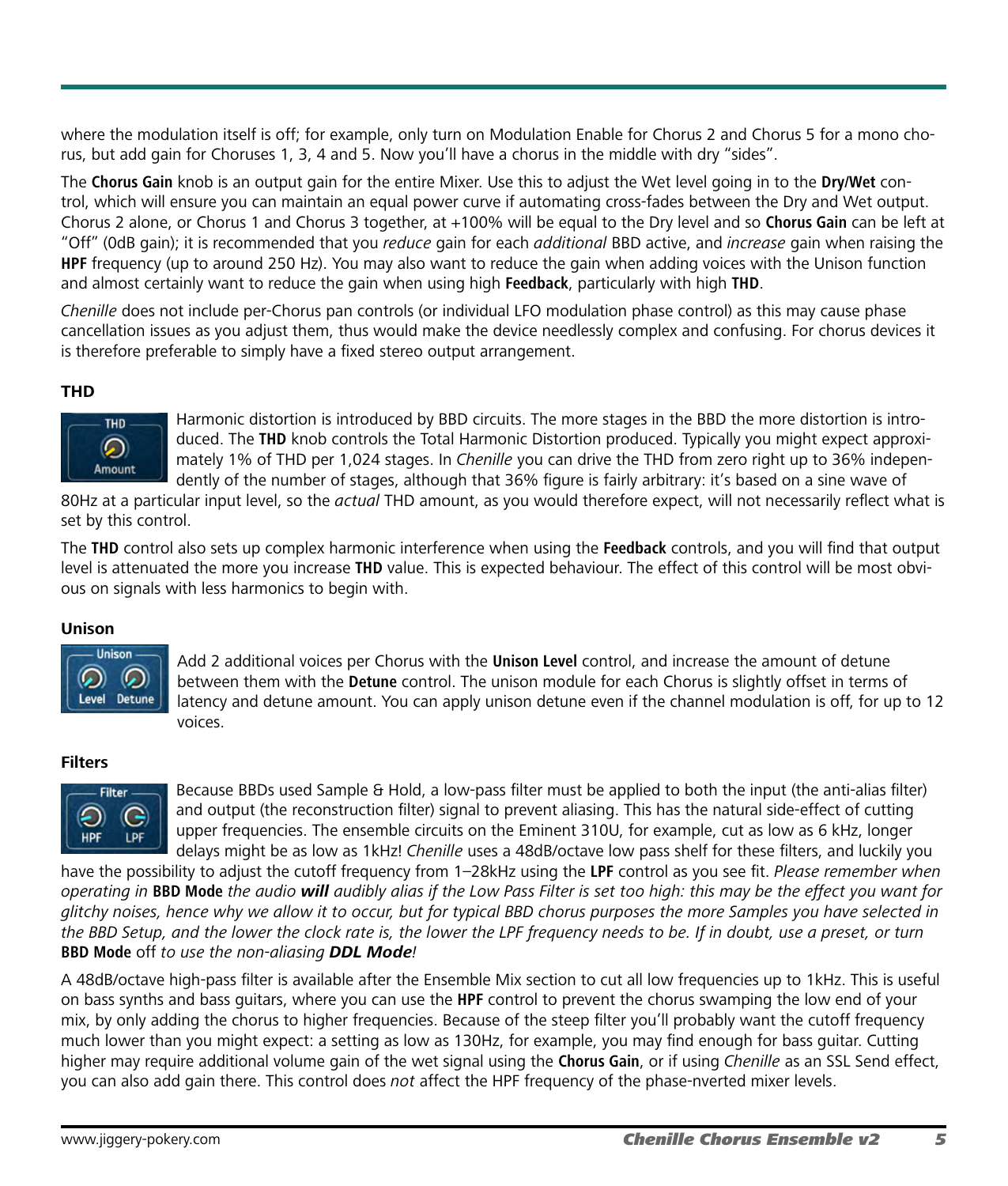where the modulation itself is off; for example, only turn on Modulation Enable for Chorus 2 and Chorus 5 for a mono chorus, but add gain for Choruses 1, 3, 4 and 5. Now you'll have a chorus in the middle with dry "sides".

The **Chorus Gain** knob is an output gain for the entire Mixer. Use this to adjust the Wet level going in to the **Dry/Wet** control, which will ensure you can maintain an equal power curve if automating cross-fades between the Dry and Wet output. Chorus 2 alone, or Chorus 1 and Chorus 3 together, at +100% will be equal to the Dry level and so **Chorus Gain** can be left at "Off" (0dB gain); it is recommended that you *reduce* gain for each *additional* BBD active, and *increase* gain when raising the **HPF** frequency (up to around 250 Hz). You may also want to reduce the gain when adding voices with the Unison function and almost certainly want to reduce the gain when using high **Feedback**, particularly with high **THD**.

*Chenille* does not include per-Chorus pan controls (or individual LFO modulation phase control) as this may cause phase cancellation issues as you adjust them, thus would make the device needlessly complex and confusing. For chorus devices it is therefore preferable to simply have a fixed stereo output arrangement.

### THD

Harmonic distortion is introduced by BBD circuits. The more stages in the BBD the more distortion is introduced. The **THD** knob controls the Total Harmonic Distortion produced. Typically you might expect approximately 1% of THD per 1,024 stages. In *Chenille* you can drive the THD from zero right up to 36% independently of the number of stages, although that 36% figure is fairly arbitrary: it's based on a sine wave of 80Hz at a particular input level, so the *actual* THD amount, as you would therefore expect, will not necessarily reflect what is set by this control.

The **THD** control also sets up complex harmonic interference when using the **Feedback** controls, and you will find that output level is attenuated the more you increase **THD** value. This is expected behaviour. The effect of this control will be most obvious on signals with less harmonics to begin with.

### Unison

Add 2 additional voices per Chorus with the **Unison Level** control, and increase the amount of detune between them with the **Detune** control. The unison module for each Chorus is slightly offset in terms of latency and detune amount. You can apply unison detune even if the channel modulation is off, for up to 12 voices.

### Filters

Because BBDs used Sample & Hold, a low-pass filter must be applied to both the input (the anti-alias filter) and output (the reconstruction filter) signal to prevent aliasing. This has the natural side-effect of cutting upper frequencies. The ensemble circuits on the Eminent 310U, for example, cut as low as 6 kHz, longer delays might be as low as 1kHz! *Chenille* uses a 48dB/octave low pass shelf for these filters, and luckily you have the possibility to adjust the cutoff frequency from 1–28kHz using the **LPF** control as you see fit. *Please remember when operating in* **BBD Mode** *the audio* ***will*** *audibly alias if the Low Pass Filter is set too high: this may be the effect you want for glitchy noises, hence why we allow it to occur, but for typical BBD chorus purposes the more Samples you have selected in the BBD Setup, and the lower the clock rate is, the lower the LPF frequency needs to be. If in doubt, use a preset, or turn* **BBD Mode** off *to use the non-aliasing* ***DDL Mode****!*

A 48dB/octave high-pass filter is available after the Ensemble Mix section to cut all low frequencies up to 1kHz. This is useful on bass synths and bass guitars, where you can use the **HPF** control to prevent the chorus swamping the low end of your mix, by only adding the chorus to higher frequencies. Because of the steep filter you'll probably want the cutoff frequency much lower than you might expect: a setting as low as 130Hz, for example, you may find enough for bass guitar. Cutting higher may require additional volume gain of the wet signal using the **Chorus Gain**, or if using *Chenille* as an SSL Send effect, you can also add gain there. This control does *not* affect the HPF frequency of the phase-nverted mixer levels.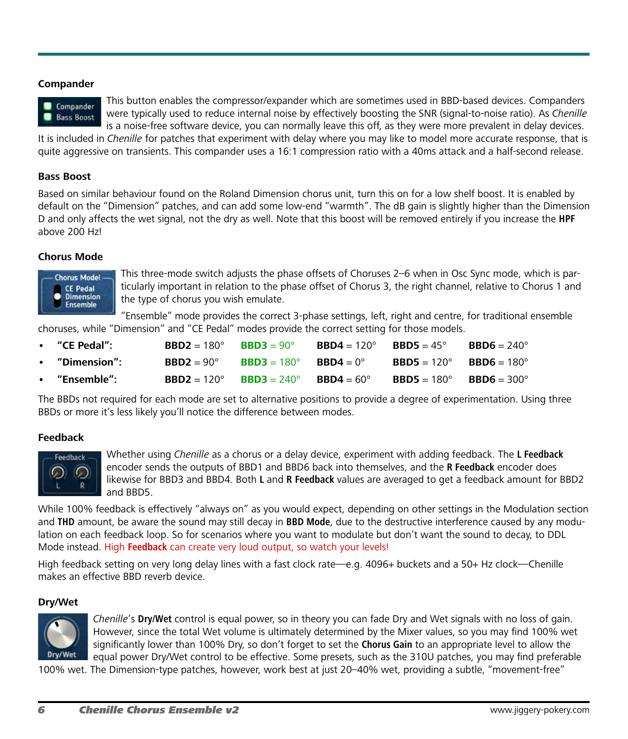### Compander

This button enables the compressor/expander which are sometimes used in BBD-based devices. Companders were typically used to reduce internal noise by effectively boosting the SNR (signal-to-noise ratio). As *Chenille* is a noise-free software device, you can normally leave this off, as they were more prevalent in delay devices. It is included in *Chenille* for patches that experiment with delay where you may like to model more accurate response, that is quite aggressive on transients. This compander uses a 16:1 compression ratio with a 40ms attack and a half-second release.

### Bass Boost

Based on similar behaviour found on the Roland Dimension chorus unit, turn this on for a low shelf boost. It is enabled by default on the "Dimension" patches, and can add some low-end "warmth". The dB gain is slightly higher than the Dimension D and only affects the wet signal, not the dry as well. Note that this boost will be removed entirely if you increase the **HPF** above 200 Hz!

### Chorus Mode

This three-mode switch adjusts the phase offsets of Choruses 2–6 when in Osc Sync mode, which is particularly important in relation to the phase offset of Chorus 3, the right channel, relative to Chorus 1 and the type of chorus you wish emulate.

"Ensemble" mode provides the correct 3-phase settings, left, right and centre, for traditional ensemble choruses, while "Dimension" and "CE Pedal" modes provide the correct setting for those models.

- **"CE Pedal":** **BBD2** = 180° **BBD3** = 90° **BBD4** = 120° **BBD5** = 45° **BBD6** = 240°
- **"Dimension":** **BBD2** = 90° **BBD3** = 180° **BBD4** = 0° **BBD5** = 120° **BBD6** = 180°
- **"Ensemble":** **BBD2** = 120° **BBD3** = 240° **BBD4** = 60° **BBD5** = 180° **BBD6** = 300°

The BBDs not required for each mode are set to alternative positions to provide a degree of experimentation. Using three BBDs or more it's less likely you'll notice the difference between modes.

### Feedback

Whether using *Chenille* as a chorus or a delay device, experiment with adding feedback. The **L Feedback** encoder sends the outputs of BBD1 and BBD6 back into themselves, and the **R Feedback** encoder does likewise for BBD3 and BBD4. Both **L** and **R Feedback** values are averaged to get a feedback amount for BBD2 and BBD5.

While 100% feedback is effectively "always on" as you would expect, depending on other settings in the Modulation section and **THD** amount, be aware the sound may still decay in **BBD Mode**, due to the destructive interference caused by any modulation on each feedback loop. So for scenarios where you want to modulate but don't want the sound to decay, to DDL Mode instead. High **Feedback** can create very loud output, so watch your levels!

High feedback setting on very long delay lines with a fast clock rate—e.g. 4096+ buckets and a 50+ Hz clock—Chenille makes an effective BBD reverb device.

### Dry/Wet

*Chenille*'s **Dry/Wet** control is equal power, so in theory you can fade Dry and Wet signals with no loss of gain. However, since the total Wet volume is ultimately determined by the Mixer values, so you may find 100% wet significantly lower than 100% Dry, so don't forget to set the **Chorus Gain** to an appropriate level to allow the equal power Dry/Wet control to be effective. Some presets, such as the 310U patches, you may find preferable 100% wet. The Dimension-type patches, however, work best at just 20–40% wet, providing a subtle, "movement-free"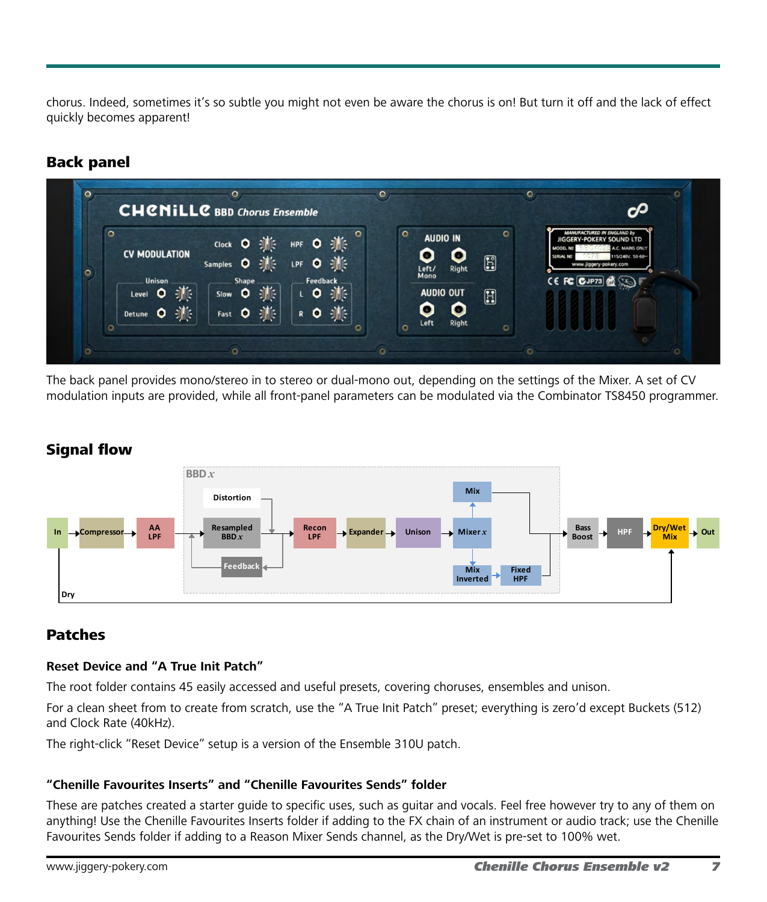chorus. Indeed, sometimes it's so subtle you might not even be aware the chorus is on! But turn it off and the lack of effect quickly becomes apparent!

## Back panel

The back panel provides mono/stereo in to stereo or dual-mono out, depending on the settings of the Mixer. A set of CV modulation inputs are provided, while all front-panel parameters can be modulated via the Combinator TS8450 programmer.

## Signal flow

## Patches

### Reset Device and "A True Init Patch"

The root folder contains 45 easily accessed and useful presets, covering choruses, ensembles and unison.

For a clean sheet from to create from scratch, use the "A True Init Patch" preset; everything is zero'd except Buckets (512) and Clock Rate (40kHz).

The right-click "Reset Device" setup is a version of the Ensemble 310U patch.

### "Chenille Favourites Inserts" and "Chenille Favourites Sends" folder

These are patches created a starter guide to specific uses, such as guitar and vocals. Feel free however try to any of them on anything! Use the Chenille Favourites Inserts folder if adding to the FX chain of an instrument or audio track; use the Chenille Favourites Sends folder if adding to a Reason Mixer Sends channel, as the Dry/Wet is pre-set to 100% wet.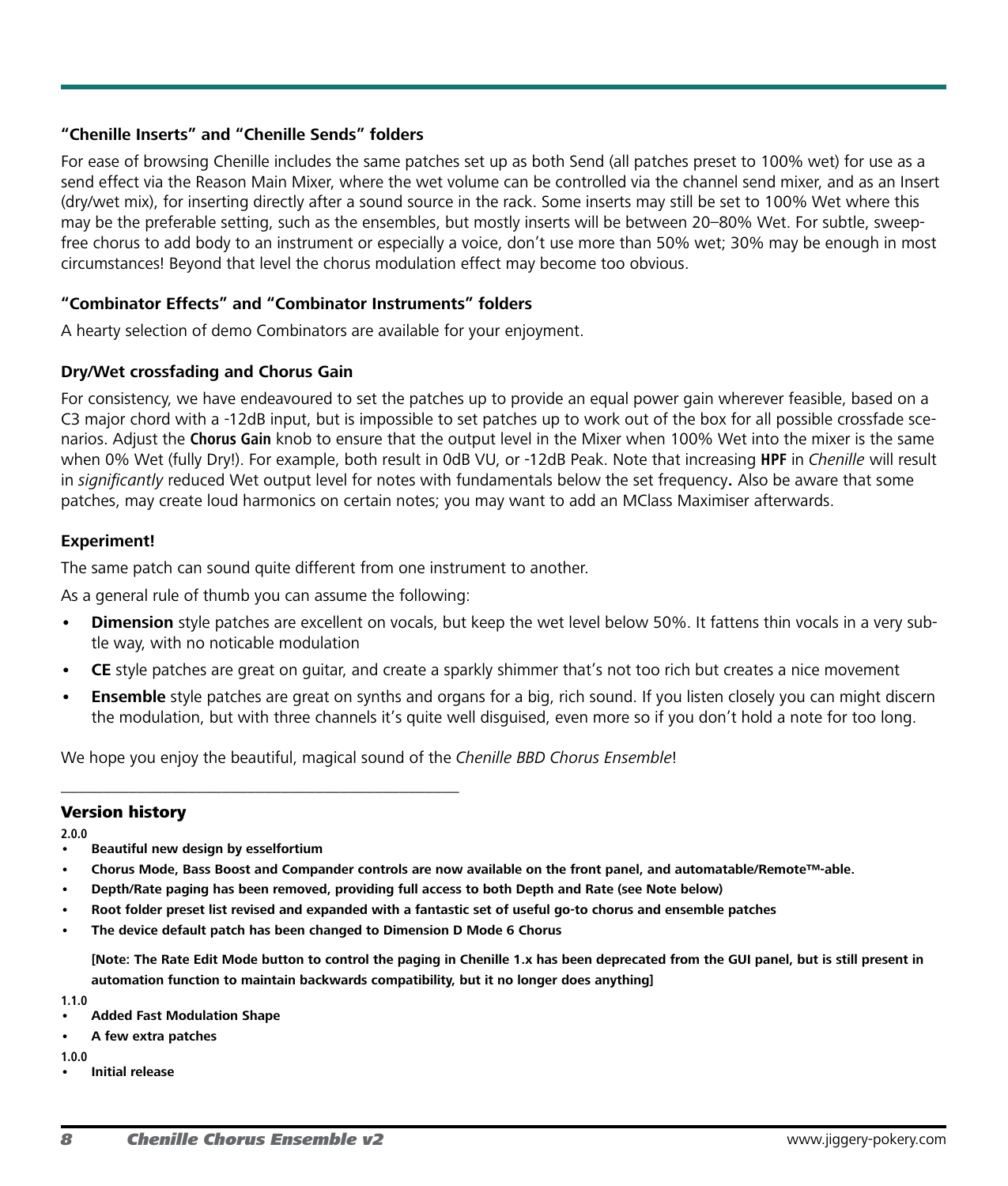### "Chenille Inserts" and "Chenille Sends" folders

For ease of browsing Chenille includes the same patches set up as both Send (all patches preset to 100% wet) for use as a send effect via the Reason Main Mixer, where the wet volume can be controlled via the channel send mixer, and as an Insert (dry/wet mix), for inserting directly after a sound source in the rack. Some inserts may still be set to 100% Wet where this may be the preferable setting, such as the ensembles, but mostly inserts will be between 20–80% Wet. For subtle, sweep-free chorus to add body to an instrument or especially a voice, don't use more than 50% wet; 30% may be enough in most circumstances! Beyond that level the chorus modulation effect may become too obvious.

### "Combinator Effects" and "Combinator Instruments" folders

A hearty selection of demo Combinators are available for your enjoyment.

### Dry/Wet crossfading and Chorus Gain

For consistency, we have endeavoured to set the patches up to provide an equal power gain wherever feasible, based on a C3 major chord with a -12dB input, but is impossible to set patches up to work out of the box for all possible crossfade scenarios. Adjust the **Chorus Gain** knob to ensure that the output level in the Mixer when 100% Wet into the mixer is the same when 0% Wet (fully Dry!). For example, both result in 0dB VU, or -12dB Peak. Note that increasing **HPF** in *Chenille* will result in *significantly* reduced Wet output level for notes with fundamentals below the set frequency**.** Also be aware that some patches, may create loud harmonics on certain notes; you may want to add an MClass Maximiser afterwards.

### Experiment!

The same patch can sound quite different from one instrument to another.

As a general rule of thumb you can assume the following:

- **Dimension** style patches are excellent on vocals, but keep the wet level below 50%. It fattens thin vocals in a very subtle way, with no noticable modulation
- **CE** style patches are great on guitar, and create a sparkly shimmer that's not too rich but creates a nice movement
- **Ensemble** style patches are great on synths and organs for a big, rich sound. If you listen closely you can might discern the modulation, but with three channels it's quite well disguised, even more so if you don't hold a note for too long.

We hope you enjoy the beautiful, magical sound of the *Chenille BBD Chorus Ensemble*!

---

## Version history

**2.0.0**

- **Beautiful new design by esselfortium**
- **Chorus Mode, Bass Boost and Compander controls are now available on the front panel, and automatable/Remote™-able.**
- **Depth/Rate paging has been removed, providing full access to both Depth and Rate (see Note below)**
- **Root folder preset list revised and expanded with a fantastic set of useful go-to chorus and ensemble patches**
- **The device default patch has been changed to Dimension D Mode 6 Chorus**

**[Note: The Rate Edit Mode button to control the paging in Chenille 1.x has been deprecated from the GUI panel, but is still present in automation function to maintain backwards compatibility, but it no longer does anything]**

**1.1.0**

- **Added Fast Modulation Shape**
- **A few extra patches**

**1.0.0**

- **Initial release**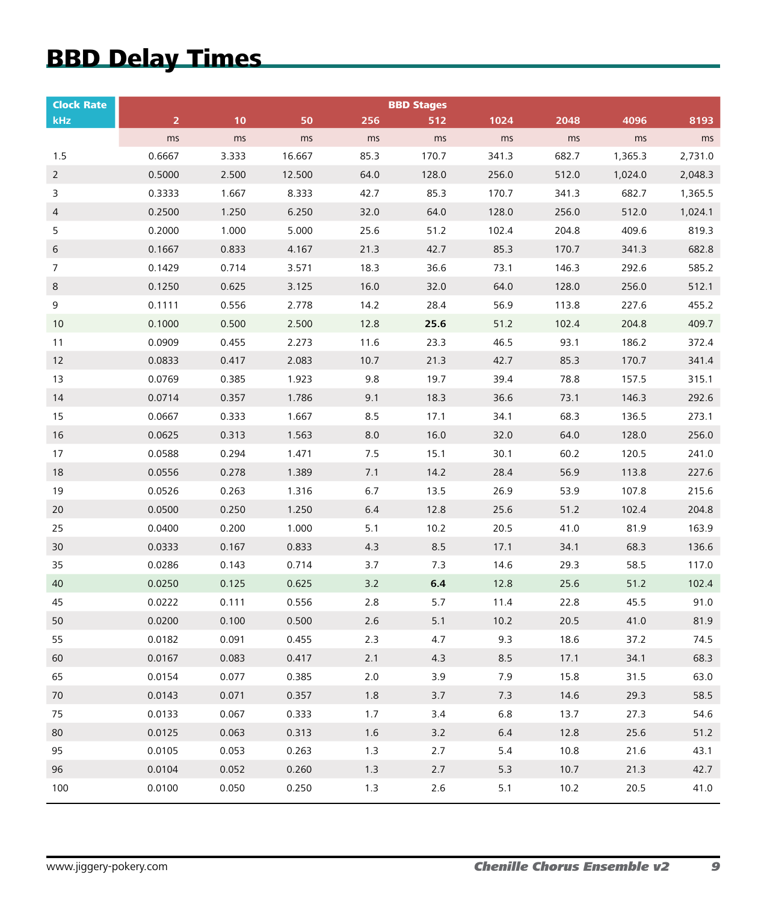# BBD Delay Times

| Clock Rate | BBD Stages | | | | | | | | |
|---|---|---|---|---|---|---|---|---|---|
| kHz | 2 | 10 | 50 | 256 | 512 | 1024 | 2048 | 4096 | 8193 |
| | ms | ms | ms | ms | ms | ms | ms | ms | ms |
| 1.5 | 0.6667 | 3.333 | 16.667 | 85.3 | 170.7 | 341.3 | 682.7 | 1,365.3 | 2,731.0 |
| 2 | 0.5000 | 2.500 | 12.500 | 64.0 | 128.0 | 256.0 | 512.0 | 1,024.0 | 2,048.3 |
| 3 | 0.3333 | 1.667 | 8.333 | 42.7 | 85.3 | 170.7 | 341.3 | 682.7 | 1,365.5 |
| 4 | 0.2500 | 1.250 | 6.250 | 32.0 | 64.0 | 128.0 | 256.0 | 512.0 | 1,024.1 |
| 5 | 0.2000 | 1.000 | 5.000 | 25.6 | 51.2 | 102.4 | 204.8 | 409.6 | 819.3 |
| 6 | 0.1667 | 0.833 | 4.167 | 21.3 | 42.7 | 85.3 | 170.7 | 341.3 | 682.8 |
| 7 | 0.1429 | 0.714 | 3.571 | 18.3 | 36.6 | 73.1 | 146.3 | 292.6 | 585.2 |
| 8 | 0.1250 | 0.625 | 3.125 | 16.0 | 32.0 | 64.0 | 128.0 | 256.0 | 512.1 |
| 9 | 0.1111 | 0.556 | 2.778 | 14.2 | 28.4 | 56.9 | 113.8 | 227.6 | 455.2 |
| 10 | 0.1000 | 0.500 | 2.500 | 12.8 | **25.6** | 51.2 | 102.4 | 204.8 | 409.7 |
| 11 | 0.0909 | 0.455 | 2.273 | 11.6 | 23.3 | 46.5 | 93.1 | 186.2 | 372.4 |
| 12 | 0.0833 | 0.417 | 2.083 | 10.7 | 21.3 | 42.7 | 85.3 | 170.7 | 341.4 |
| 13 | 0.0769 | 0.385 | 1.923 | 9.8 | 19.7 | 39.4 | 78.8 | 157.5 | 315.1 |
| 14 | 0.0714 | 0.357 | 1.786 | 9.1 | 18.3 | 36.6 | 73.1 | 146.3 | 292.6 |
| 15 | 0.0667 | 0.333 | 1.667 | 8.5 | 17.1 | 34.1 | 68.3 | 136.5 | 273.1 |
| 16 | 0.0625 | 0.313 | 1.563 | 8.0 | 16.0 | 32.0 | 64.0 | 128.0 | 256.0 |
| 17 | 0.0588 | 0.294 | 1.471 | 7.5 | 15.1 | 30.1 | 60.2 | 120.5 | 241.0 |
| 18 | 0.0556 | 0.278 | 1.389 | 7.1 | 14.2 | 28.4 | 56.9 | 113.8 | 227.6 |
| 19 | 0.0526 | 0.263 | 1.316 | 6.7 | 13.5 | 26.9 | 53.9 | 107.8 | 215.6 |
| 20 | 0.0500 | 0.250 | 1.250 | 6.4 | 12.8 | 25.6 | 51.2 | 102.4 | 204.8 |
| 25 | 0.0400 | 0.200 | 1.000 | 5.1 | 10.2 | 20.5 | 41.0 | 81.9 | 163.9 |
| 30 | 0.0333 | 0.167 | 0.833 | 4.3 | 8.5 | 17.1 | 34.1 | 68.3 | 136.6 |
| 35 | 0.0286 | 0.143 | 0.714 | 3.7 | 7.3 | 14.6 | 29.3 | 58.5 | 117.0 |
| 40 | 0.0250 | 0.125 | 0.625 | 3.2 | **6.4** | 12.8 | 25.6 | 51.2 | 102.4 |
| 45 | 0.0222 | 0.111 | 0.556 | 2.8 | 5.7 | 11.4 | 22.8 | 45.5 | 91.0 |
| 50 | 0.0200 | 0.100 | 0.500 | 2.6 | 5.1 | 10.2 | 20.5 | 41.0 | 81.9 |
| 55 | 0.0182 | 0.091 | 0.455 | 2.3 | 4.7 | 9.3 | 18.6 | 37.2 | 74.5 |
| 60 | 0.0167 | 0.083 | 0.417 | 2.1 | 4.3 | 8.5 | 17.1 | 34.1 | 68.3 |
| 65 | 0.0154 | 0.077 | 0.385 | 2.0 | 3.9 | 7.9 | 15.8 | 31.5 | 63.0 |
| 70 | 0.0143 | 0.071 | 0.357 | 1.8 | 3.7 | 7.3 | 14.6 | 29.3 | 58.5 |
| 75 | 0.0133 | 0.067 | 0.333 | 1.7 | 3.4 | 6.8 | 13.7 | 27.3 | 54.6 |
| 80 | 0.0125 | 0.063 | 0.313 | 1.6 | 3.2 | 6.4 | 12.8 | 25.6 | 51.2 |
| 95 | 0.0105 | 0.053 | 0.263 | 1.3 | 2.7 | 5.4 | 10.8 | 21.6 | 43.1 |
| 96 | 0.0104 | 0.052 | 0.260 | 1.3 | 2.7 | 5.3 | 10.7 | 21.3 | 42.7 |
| 100 | 0.0100 | 0.050 | 0.250 | 1.3 | 2.6 | 5.1 | 10.2 | 20.5 | 41.0 |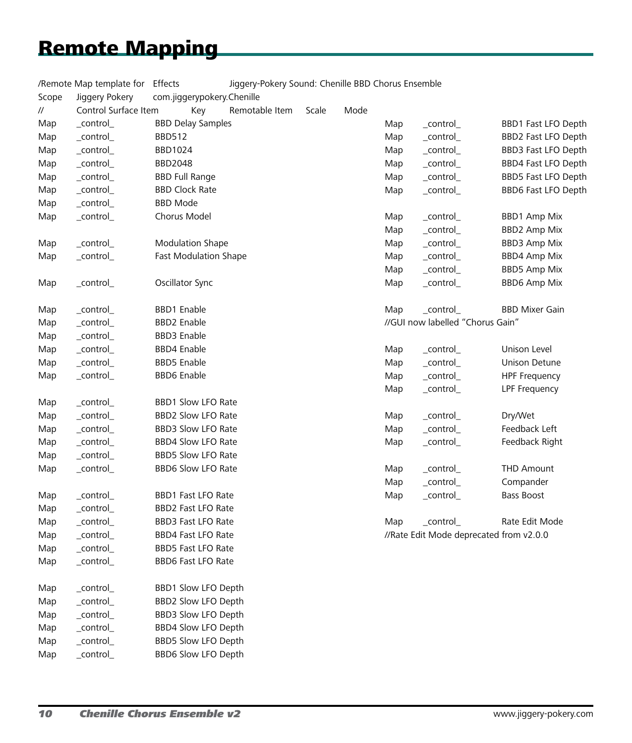# Remote Mapping

```
/Remote Map template for	Effects	Jiggery-Pokery Sound: Chenille BBD Chorus Ensemble
Scope	Jiggery Pokery	com.jiggerypokery.Chenille
//	Control Surface Item	Key	Remotable Item	Scale	Mode
Map	_control_	BBD Delay Samples
Map	_control_	BBD512
Map	_control_	BBD1024
Map	_control_	BBD2048
Map	_control_	BBD Full Range
Map	_control_	BBD Clock Rate
Map	_control_	BBD Mode
Map	_control_	Chorus Model

Map	_control_	Modulation Shape
Map	_control_	Fast Modulation Shape

Map	_control_	Oscillator Sync

Map	_control_	BBD1 Enable
Map	_control_	BBD2 Enable
Map	_control_	BBD3 Enable
Map	_control_	BBD4 Enable
Map	_control_	BBD5 Enable
Map	_control_	BBD6 Enable

Map	_control_	BBD1 Slow LFO Rate
Map	_control_	BBD2 Slow LFO Rate
Map	_control_	BBD3 Slow LFO Rate
Map	_control_	BBD4 Slow LFO Rate
Map	_control_	BBD5 Slow LFO Rate
Map	_control_	BBD6 Slow LFO Rate

Map	_control_	BBD1 Fast LFO Rate
Map	_control_	BBD2 Fast LFO Rate
Map	_control_	BBD3 Fast LFO Rate
Map	_control_	BBD4 Fast LFO Rate
Map	_control_	BBD5 Fast LFO Rate
Map	_control_	BBD6 Fast LFO Rate

Map	_control_	BBD1 Slow LFO Depth
Map	_control_	BBD2 Slow LFO Depth
Map	_control_	BBD3 Slow LFO Depth
Map	_control_	BBD4 Slow LFO Depth
Map	_control_	BBD5 Slow LFO Depth
Map	_control_	BBD6 Slow LFO Depth

Map	_control_	BBD1 Fast LFO Depth
Map	_control_	BBD2 Fast LFO Depth
Map	_control_	BBD3 Fast LFO Depth
Map	_control_	BBD4 Fast LFO Depth
Map	_control_	BBD5 Fast LFO Depth
Map	_control_	BBD6 Fast LFO Depth

Map	_control_	BBD1 Amp Mix
Map	_control_	BBD2 Amp Mix
Map	_control_	BBD3 Amp Mix
Map	_control_	BBD4 Amp Mix
Map	_control_	BBD5 Amp Mix
Map	_control_	BBD6 Amp Mix

Map	_control_	BBD Mixer Gain
//GUI now labelled "Chorus Gain"

Map	_control_	Unison Level
Map	_control_	Unison Detune
Map	_control_	HPF Frequency
Map	_control_	LPF Frequency

Map	_control_	Dry/Wet
Map	_control_	Feedback Left
Map	_control_	Feedback Right

Map	_control_	THD Amount
Map	_control_	Compander
Map	_control_	Bass Boost

Map	_control_	Rate Edit Mode
//Rate Edit Mode deprecated from v2.0.0
```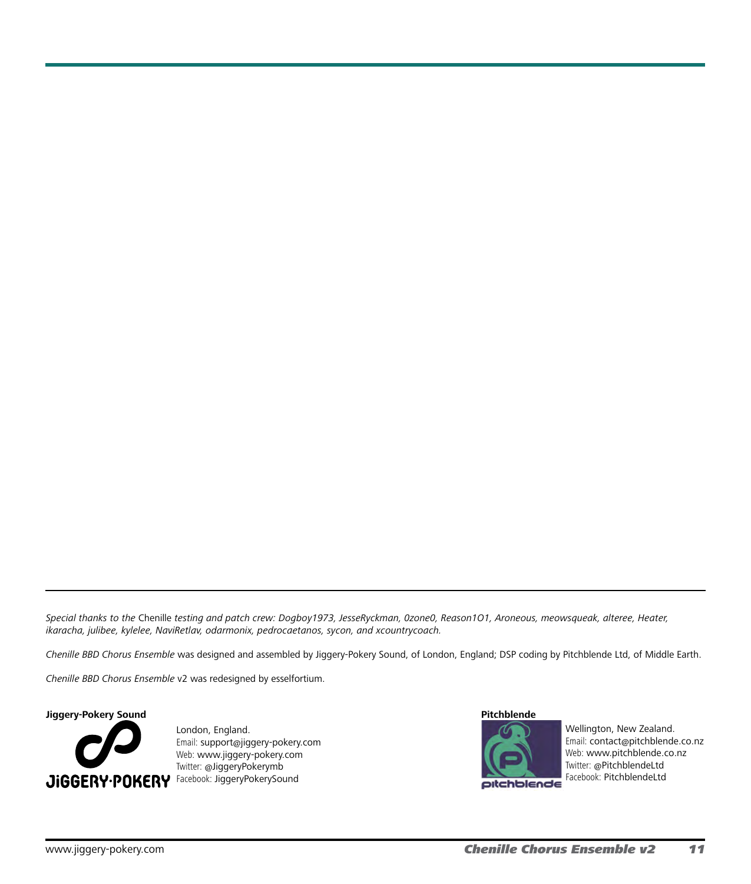*Special thanks to the* Chenille *testing and patch crew: Dogboy1973, JesseRyckman, 0zone0, Reason1O1, Aroneous, meowsqueak, alteree, Heater, ikaracha, julibee, kylelee, NaviRetlav, odarmonix, pedrocaetanos, sycon, and xcountrycoach.*

*Chenille BBD Chorus Ensemble* was designed and assembled by Jiggery-Pokery Sound, of London, England; DSP coding by Pitchblende Ltd, of Middle Earth.

*Chenille BBD Chorus Ensemble* v2 was redesigned by esselfortium.

**Jiggery-Pokery Sound**

London, England.
Email: support@jiggery-pokery.com
Web: www.jiggery-pokery.com
Twitter: @JiggeryPokerymb
Facebook: JiggeryPokerySound

**Pitchblende**

Wellington, New Zealand.
Email: contact@pitchblende.co.nz
Web: www.pitchblende.co.nz
Twitter: @PitchblendeLtd
Facebook: PitchblendeLtd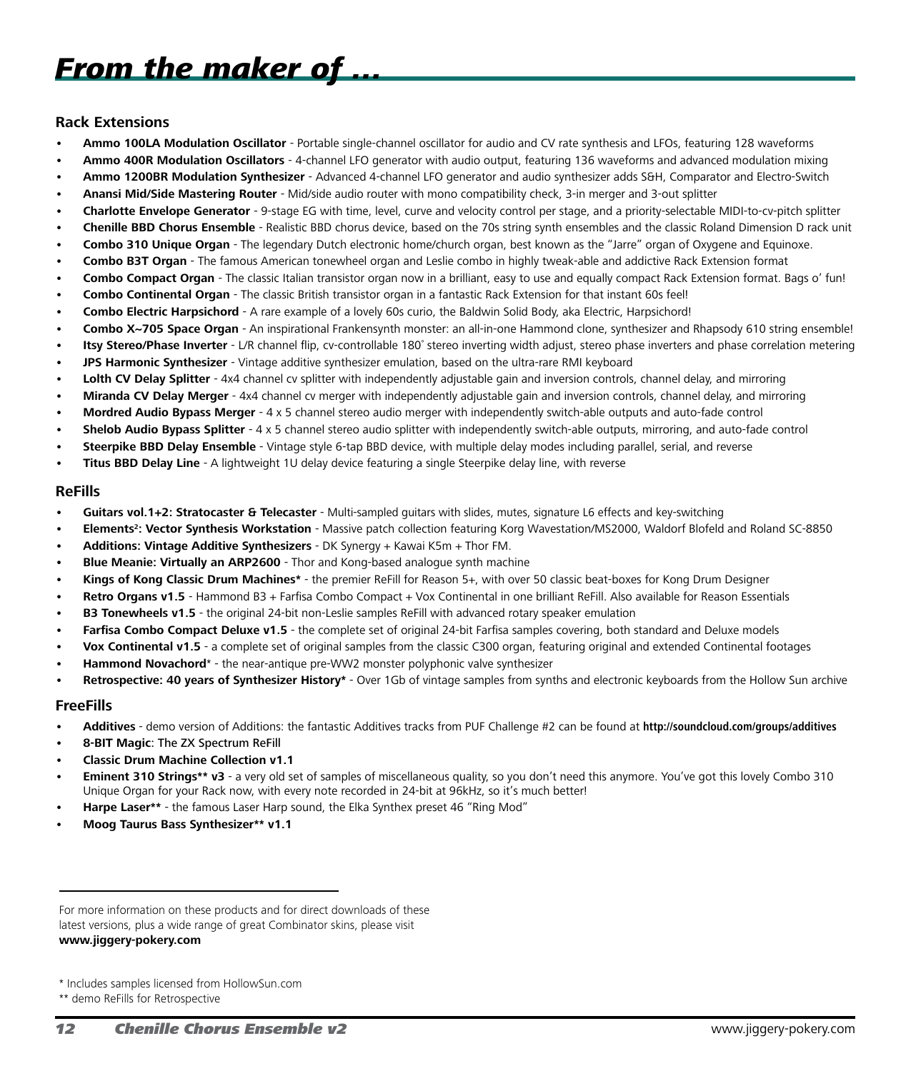# *From the maker of ...*

## Rack Extensions

- **Ammo 100LA Modulation Oscillator** - Portable single-channel oscillator for audio and CV rate synthesis and LFOs, featuring 128 waveforms
- **Ammo 400R Modulation Oscillators** - 4-channel LFO generator with audio output, featuring 136 waveforms and advanced modulation mixing
- **Ammo 1200BR Modulation Synthesizer** - Advanced 4-channel LFO generator and audio synthesizer adds S&H, Comparator and Electro-Switch
- **Anansi Mid/Side Mastering Router** - Mid/side audio router with mono compatibility check, 3-in merger and 3-out splitter
- **Charlotte Envelope Generator** - 9-stage EG with time, level, curve and velocity control per stage, and a priority-selectable MIDI-to-cv-pitch splitter
- **Chenille BBD Chorus Ensemble** - Realistic BBD chorus device, based on the 70s string synth ensembles and the classic Roland Dimension D rack unit
- **Combo 310 Unique Organ** - The legendary Dutch electronic home/church organ, best known as the "Jarre" organ of Oxygene and Equinoxe.
- **Combo B3T Organ** - The famous American tonewheel organ and Leslie combo in highly tweak-able and addictive Rack Extension format
- **Combo Compact Organ** - The classic Italian transistor organ now in a brilliant, easy to use and equally compact Rack Extension format. Bags o' fun!
- **Combo Continental Organ** - The classic British transistor organ in a fantastic Rack Extension for that instant 60s feel!
- **Combo Electric Harpsichord** - A rare example of a lovely 60s curio, the Baldwin Solid Body, aka Electric, Harpsichord!
- **Combo X~705 Space Organ** - An inspirational Frankensynth monster: an all-in-one Hammond clone, synthesizer and Rhapsody 610 string ensemble!
- **Itsy Stereo/Phase Inverter** - L/R channel flip, cv-controllable 180˚ stereo inverting width adjust, stereo phase inverters and phase correlation metering
- **JPS Harmonic Synthesizer** - Vintage additive synthesizer emulation, based on the ultra-rare RMI keyboard
- **Lolth CV Delay Splitter** - 4x4 channel cv splitter with independently adjustable gain and inversion controls, channel delay, and mirroring
- **Miranda CV Delay Merger** - 4x4 channel cv merger with independently adjustable gain and inversion controls, channel delay, and mirroring
- **Mordred Audio Bypass Merger** - 4 x 5 channel stereo audio merger with independently switch-able outputs and auto-fade control
- **Shelob Audio Bypass Splitter** - 4 x 5 channel stereo audio splitter with independently switch-able outputs, mirroring, and auto-fade control
- **Steerpike BBD Delay Ensemble** - Vintage style 6-tap BBD device, with multiple delay modes including parallel, serial, and reverse
- **Titus BBD Delay Line** - A lightweight 1U delay device featuring a single Steerpike delay line, with reverse

## ReFills

- **Guitars vol.1+2: Stratocaster & Telecaster** - Multi-sampled guitars with slides, mutes, signature L6 effects and key-switching
- **Elements$^2$: Vector Synthesis Workstation** - Massive patch collection featuring Korg Wavestation/MS2000, Waldorf Blofeld and Roland SC-8850
- **Additions: Vintage Additive Synthesizers** - DK Synergy + Kawai K5m + Thor FM.
- **Blue Meanie: Virtually an ARP2600** - Thor and Kong-based analogue synth machine
- **Kings of Kong Classic Drum Machines*** - the premier ReFill for Reason 5+, with over 50 classic beat-boxes for Kong Drum Designer
- **Retro Organs v1.5** - Hammond B3 + Farfisa Combo Compact + Vox Continental in one brilliant ReFill. Also available for Reason Essentials
- **B3 Tonewheels v1.5** - the original 24-bit non-Leslie samples ReFill with advanced rotary speaker emulation
- **Farfisa Combo Compact Deluxe v1.5** - the complete set of original 24-bit Farfisa samples covering, both standard and Deluxe models
- **Vox Continental v1.5** - a complete set of original samples from the classic C300 organ, featuring original and extended Continental footages
- **Hammond Novachord*** - the near-antique pre-WW2 monster polyphonic valve synthesizer
- **Retrospective: 40 years of Synthesizer History*** - Over 1Gb of vintage samples from synths and electronic keyboards from the Hollow Sun archive

## FreeFills

- **Additives** - demo version of Additions: the fantastic Additives tracks from PUF Challenge #2 can be found at **http://soundcloud.com/groups/additives**
- **8-BIT Magic**: The ZX Spectrum ReFill
- **Classic Drum Machine Collection v1.1**
- **Eminent 310 Strings** v3** - a very old set of samples of miscellaneous quality, so you don't need this anymore. You've got this lovely Combo 310 Unique Organ for your Rack now, with every note recorded in 24-bit at 96kHz, so it's much better!
- **Harpe Laser**** - the famous Laser Harp sound, the Elka Synthex preset 46 "Ring Mod"
- **Moog Taurus Bass Synthesizer** v1.1**

---

For more information on these products and for direct downloads of these latest versions, plus a wide range of great Combinator skins, please visit **www.jiggery-pokery.com**

\* Includes samples licensed from HollowSun.com

** demo ReFills for Retrospective